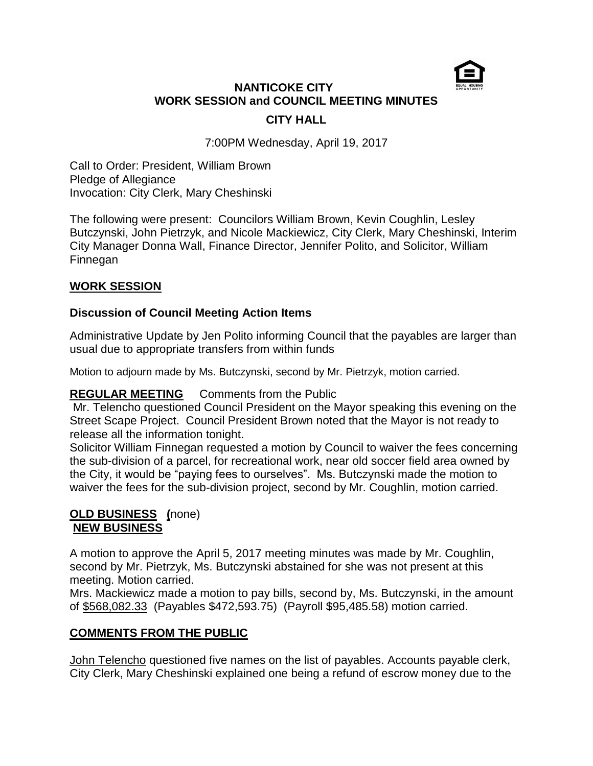# NANTICOKE CITY
## WORK SESSION and COUNCIL MEETING MINUTES
### CITY HALL

7:00PM Wednesday, April 19, 2017

Call to Order: President, William Brown
Pledge of Allegiance
Invocation: City Clerk, Mary Cheshinski

The following were present: Councilors William Brown, Kevin Coughlin, Lesley Butczynski, John Pietrzyk, and Nicole Mackiewicz, City Clerk, Mary Cheshinski, Interim City Manager Donna Wall, Finance Director, Jennifer Polito, and Solicitor, William Finnegan

## WORK SESSION

### Discussion of Council Meeting Action Items

Administrative Update by Jen Polito informing Council that the payables are larger than usual due to appropriate transfers from within funds

Motion to adjourn made by Ms. Butczynski, second by Mr. Pietrzyk, motion carried.

**REGULAR MEETING** Comments from the Public

Mr. Telencho questioned Council President on the Mayor speaking this evening on the Street Scape Project. Council President Brown noted that the Mayor is not ready to release all the information tonight.

Solicitor William Finnegan requested a motion by Council to waiver the fees concerning the sub-division of a parcel, for recreational work, near old soccer field area owned by the City, it would be "paying fees to ourselves". Ms. Butczynski made the motion to waiver the fees for the sub-division project, second by Mr. Coughlin, motion carried.

**OLD BUSINESS (**none)

**NEW BUSINESS**

A motion to approve the April 5, 2017 meeting minutes was made by Mr. Coughlin, second by Mr. Pietrzyk, Ms. Butczynski abstained for she was not present at this meeting. Motion carried.

Mrs. Mackiewicz made a motion to pay bills, second by, Ms. Butczynski, in the amount of $568,082.33 (Payables $472,593.75) (Payroll $95,485.58) motion carried.

## COMMENTS FROM THE PUBLIC

John Telencho questioned five names on the list of payables. Accounts payable clerk, City Clerk, Mary Cheshinski explained one being a refund of escrow money due to the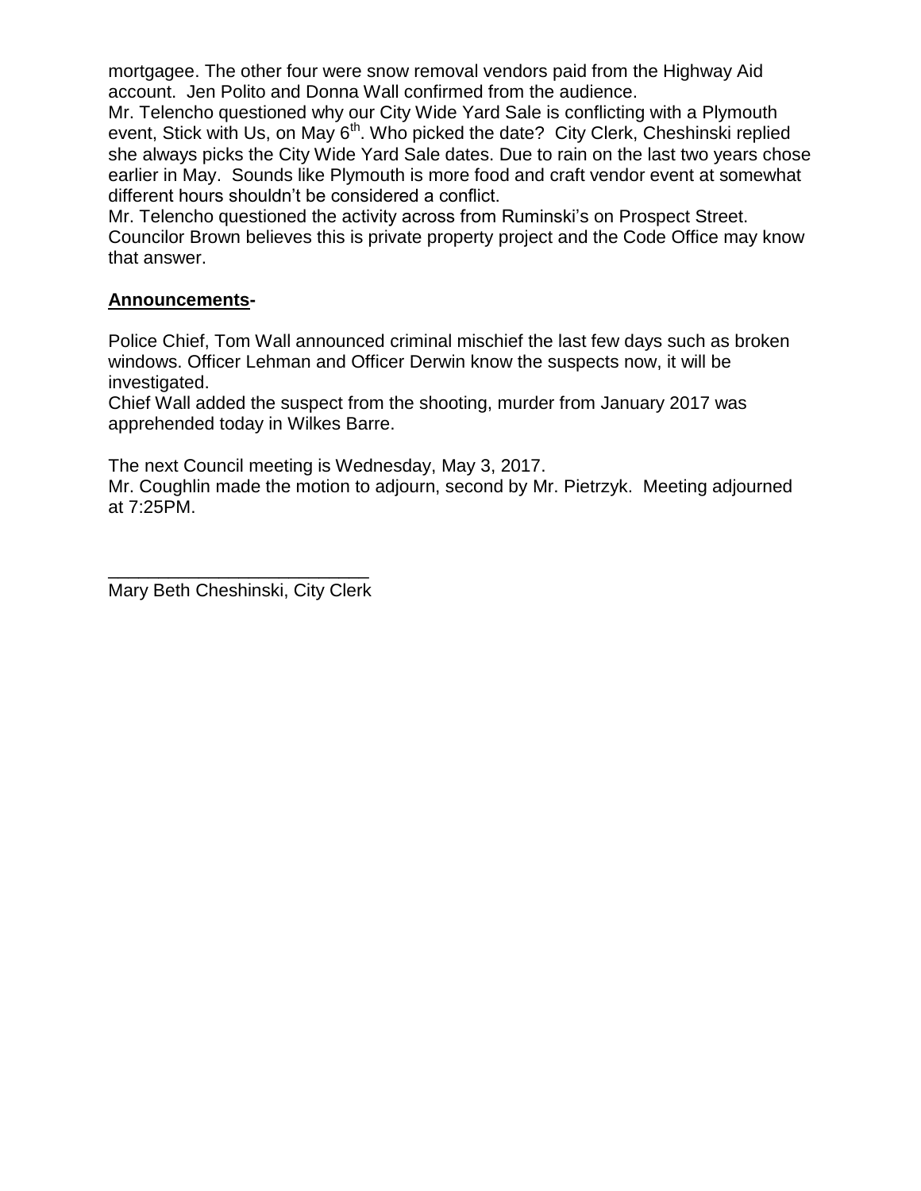mortgagee. The other four were snow removal vendors paid from the Highway Aid account. Jen Polito and Donna Wall confirmed from the audience.
Mr. Telencho questioned why our City Wide Yard Sale is conflicting with a Plymouth event, Stick with Us, on May 6th. Who picked the date? City Clerk, Cheshinski replied she always picks the City Wide Yard Sale dates. Due to rain on the last two years chose earlier in May. Sounds like Plymouth is more food and craft vendor event at somewhat different hours shouldn't be considered a conflict.
Mr. Telencho questioned the activity across from Ruminski's on Prospect Street. Councilor Brown believes this is private property project and the Code Office may know that answer.

**Announcements-**

Police Chief, Tom Wall announced criminal mischief the last few days such as broken windows. Officer Lehman and Officer Derwin know the suspects now, it will be investigated.
Chief Wall added the suspect from the shooting, murder from January 2017 was apprehended today in Wilkes Barre.

The next Council meeting is Wednesday, May 3, 2017.
Mr. Coughlin made the motion to adjourn, second by Mr. Pietrzyk. Meeting adjourned at 7:25PM.

\_\_\_\_\_\_\_\_\_\_\_\_\_\_\_\_\_\_\_\_\_\_\_\_\_\_
Mary Beth Cheshinski, City Clerk